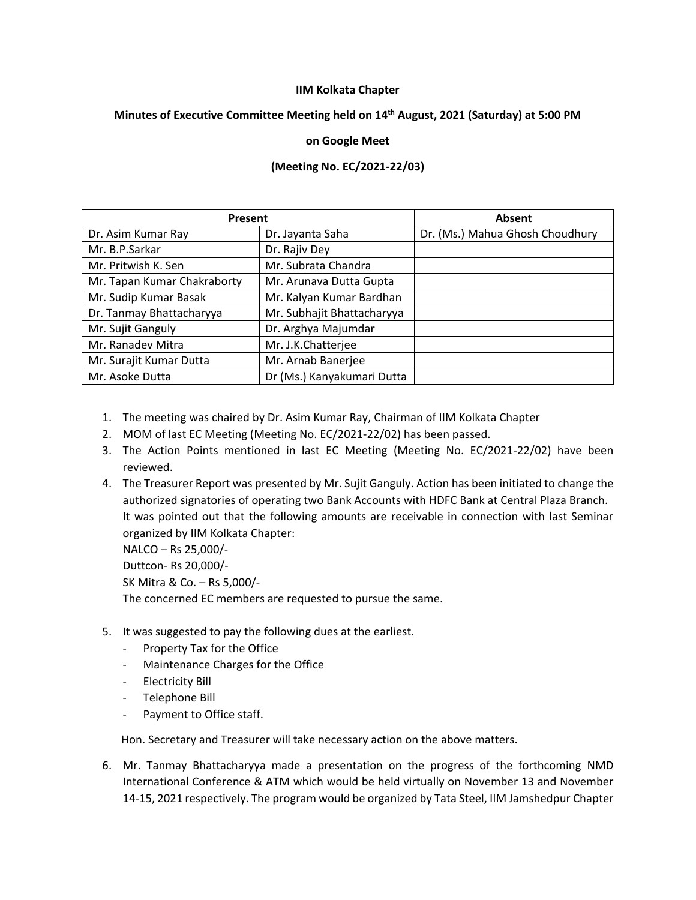**IIM Kolkata Chapter**

**Minutes of Executive Committee Meeting held on 14th August, 2021 (Saturday) at 5:00 PM**

**on Google Meet**

**(Meeting No. EC/2021-22/03)**

| Present | | Absent |
|---|---|---|
| Dr. Asim Kumar Ray | Dr. Jayanta Saha | Dr. (Ms.) Mahua Ghosh Choudhury |
| Mr. B.P.Sarkar | Dr. Rajiv Dey | |
| Mr. Pritwish K. Sen | Mr. Subrata Chandra | |
| Mr. Tapan Kumar Chakraborty | Mr. Arunava Dutta Gupta | |
| Mr. Sudip Kumar Basak | Mr. Kalyan Kumar Bardhan | |
| Dr. Tanmay Bhattacharyya | Mr. Subhajit Bhattacharyya | |
| Mr. Sujit Ganguly | Dr. Arghya Majumdar | |
| Mr. Ranadev Mitra | Mr. J.K.Chatterjee | |
| Mr. Surajit Kumar Dutta | Mr. Arnab Banerjee | |
| Mr. Asoke Dutta | Dr (Ms.) Kanyakumari Dutta | |

1. The meeting was chaired by Dr. Asim Kumar Ray, Chairman of IIM Kolkata Chapter
2. MOM of last EC Meeting (Meeting No. EC/2021-22/02) has been passed.
3. The Action Points mentioned in last EC Meeting (Meeting No. EC/2021-22/02) have been reviewed.
4. The Treasurer Report was presented by Mr. Sujit Ganguly. Action has been initiated to change the authorized signatories of operating two Bank Accounts with HDFC Bank at Central Plaza Branch.
   It was pointed out that the following amounts are receivable in connection with last Seminar organized by IIM Kolkata Chapter:
   NALCO – Rs 25,000/-
   Duttcon- Rs 20,000/-
   SK Mitra & Co. – Rs 5,000/-
   The concerned EC members are requested to pursue the same.

5. It was suggested to pay the following dues at the earliest.
   - Property Tax for the Office
   - Maintenance Charges for the Office
   - Electricity Bill
   - Telephone Bill
   - Payment to Office staff.

   Hon. Secretary and Treasurer will take necessary action on the above matters.

6. Mr. Tanmay Bhattacharyya made a presentation on the progress of the forthcoming NMD International Conference & ATM which would be held virtually on November 13 and November 14-15, 2021 respectively. The program would be organized by Tata Steel, IIM Jamshedpur Chapter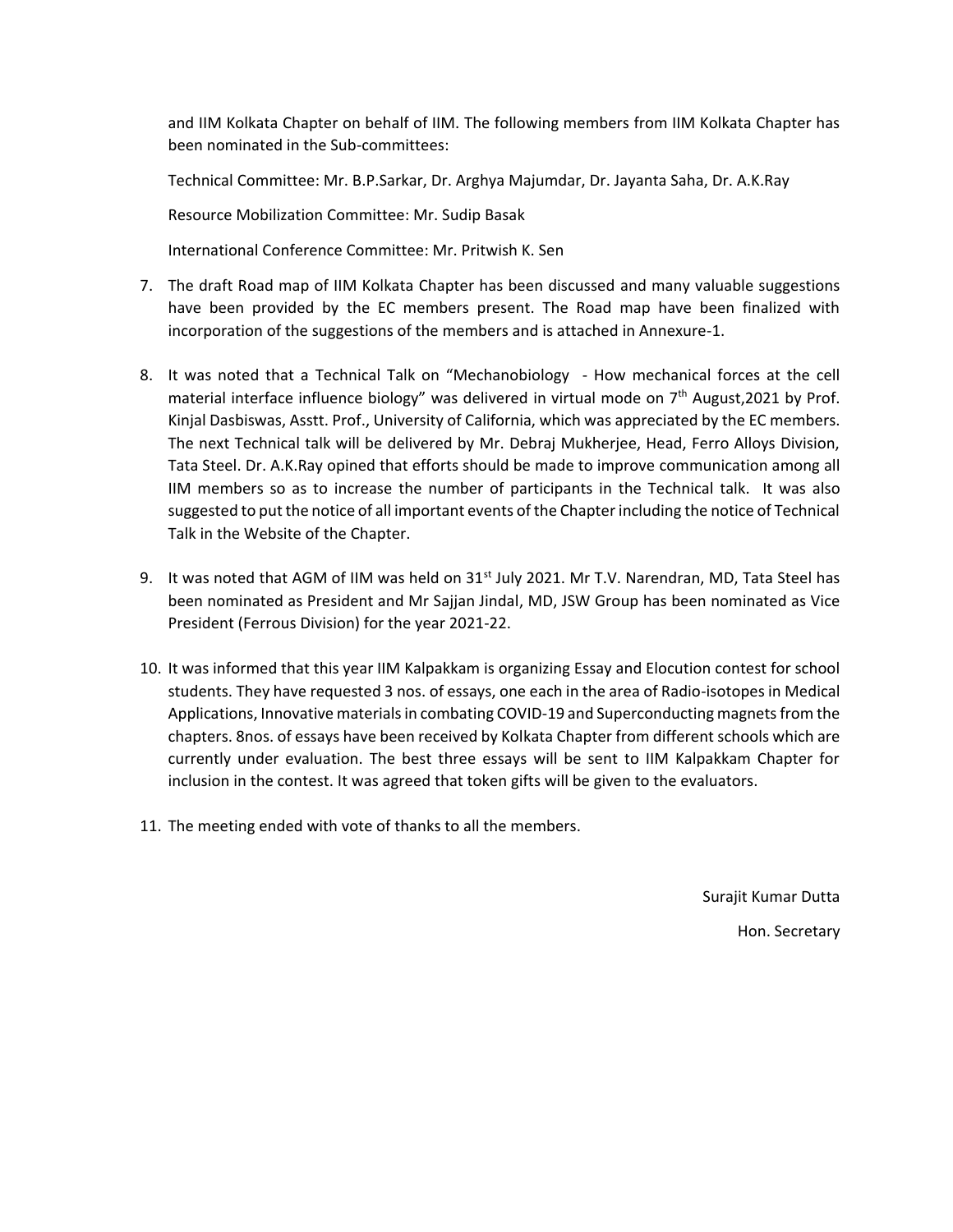and IIM Kolkata Chapter on behalf of IIM. The following members from IIM Kolkata Chapter has been nominated in the Sub-committees:

Technical Committee: Mr. B.P.Sarkar, Dr. Arghya Majumdar, Dr. Jayanta Saha, Dr. A.K.Ray

Resource Mobilization Committee: Mr. Sudip Basak

International Conference Committee: Mr. Pritwish K. Sen

7. The draft Road map of IIM Kolkata Chapter has been discussed and many valuable suggestions have been provided by the EC members present. The Road map have been finalized with incorporation of the suggestions of the members and is attached in Annexure-1.

8. It was noted that a Technical Talk on "Mechanobiology - How mechanical forces at the cell material interface influence biology" was delivered in virtual mode on 7th August,2021 by Prof. Kinjal Dasbiswas, Asstt. Prof., University of California, which was appreciated by the EC members. The next Technical talk will be delivered by Mr. Debraj Mukherjee, Head, Ferro Alloys Division, Tata Steel. Dr. A.K.Ray opined that efforts should be made to improve communication among all IIM members so as to increase the number of participants in the Technical talk. It was also suggested to put the notice of all important events of the Chapter including the notice of Technical Talk in the Website of the Chapter.

9. It was noted that AGM of IIM was held on 31st July 2021. Mr T.V. Narendran, MD, Tata Steel has been nominated as President and Mr Sajjan Jindal, MD, JSW Group has been nominated as Vice President (Ferrous Division) for the year 2021-22.

10. It was informed that this year IIM Kalpakkam is organizing Essay and Elocution contest for school students. They have requested 3 nos. of essays, one each in the area of Radio-isotopes in Medical Applications, Innovative materials in combating COVID-19 and Superconducting magnets from the chapters. 8nos. of essays have been received by Kolkata Chapter from different schools which are currently under evaluation. The best three essays will be sent to IIM Kalpakkam Chapter for inclusion in the contest. It was agreed that token gifts will be given to the evaluators.

11. The meeting ended with vote of thanks to all the members.

Surajit Kumar Dutta

Hon. Secretary